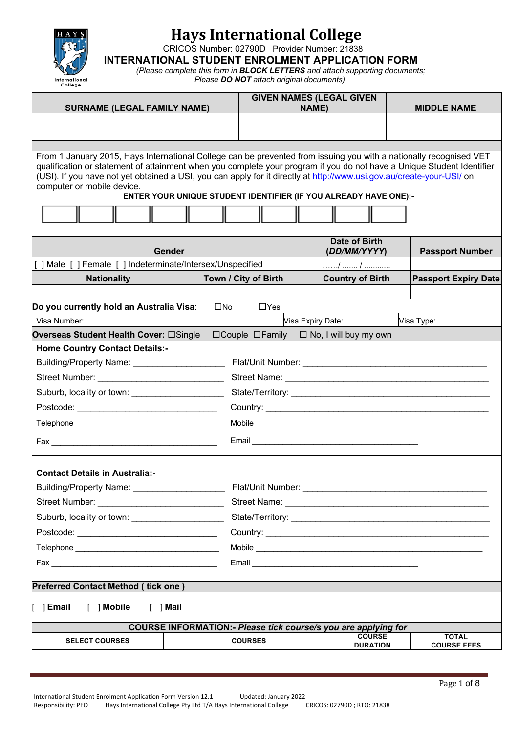# Hays International College

CRICOS Number: 02790D Provider Number: 21838

## INTERNATIONAL STUDENT ENROLMENT APPLICATION FORM

*(Please complete this form in **BLOCK LETTERS** and attach supporting documents; Please **DO NOT** attach original documents)*

| SURNAME (LEGAL FAMILY NAME) | GIVEN NAMES (LEGAL GIVEN NAME) | MIDDLE NAME |
|---|---|---|
| | | |

From 1 January 2015, Hays International College can be prevented from issuing you with a nationally recognised VET qualification or statement of attainment when you complete your program if you do not have a Unique Student Identifier (USI). If you have not yet obtained a USI, you can apply for it directly at http://www.usi.gov.au/create-your-USI/ on computer or mobile device.

**ENTER YOUR UNIQUE STUDENT IDENTIFIER (IF YOU ALREADY HAVE ONE):-**

| | | | | | | | | | |
|---|---|---|---|---|---|---|---|---|---|
| | | | | | | | | | |

| Gender | | Date of Birth (*DD/MM/YYYY*) | Passport Number |
|---|---|---|---|
| [ ] Male [ ] Female [ ] Indeterminate/Intersex/Unspecified | | ……/ ……. / ……….. | |
| **Nationality** | **Town / City of Birth** | **Country of Birth** | **Passport Expiry Date** |
| | | | |

**Do you currently hold an Australia Visa**: ☐No ☐Yes

Visa Number: Visa Expiry Date: Visa Type:

**Overseas Student Health Cover:** ☐Single ☐Couple ☐Family ☐ No, I will buy my own

**Home Country Contact Details:-**

Building/Property Name: ___________________ Flat/Unit Number: _______________________________________

Street Number: __________________________ Street Name: ___________________________________________

Suburb, locality or town: ___________________ State/Territory: _________________________________________

Postcode: _____________________________ Country: _______________________________________________

Telephone ________________________________ Mobile ________________________________________________

Fax ____________________________________ Email _____________________________________

**Contact Details in Australia:-**

Building/Property Name: ___________________ Flat/Unit Number: _______________________________________

Street Number: __________________________ Street Name: ___________________________________________

Suburb, locality or town: ___________________ State/Territory: _________________________________________

Postcode: _____________________________ Country: _______________________________________________

Telephone ________________________________ Mobile ________________________________________________

Fax ____________________________________ Email _____________________________________

**Preferred Contact Method ( tick one )**

[ ] **Email** [ ] **Mobile** [ ] **Mail**

**COURSE INFORMATION:-** ***Please tick course/s you are applying for***

| SELECT COURSES | COURSES | COURSE DURATION | TOTAL COURSE FEES |
|---|---|---|---|

International Student Enrolment Application Form Version 12.1 Updated: January 2022
Responsibility: PEO Hays International College Pty Ltd T/A Hays International College CRICOS: 02790D ; RTO: 21838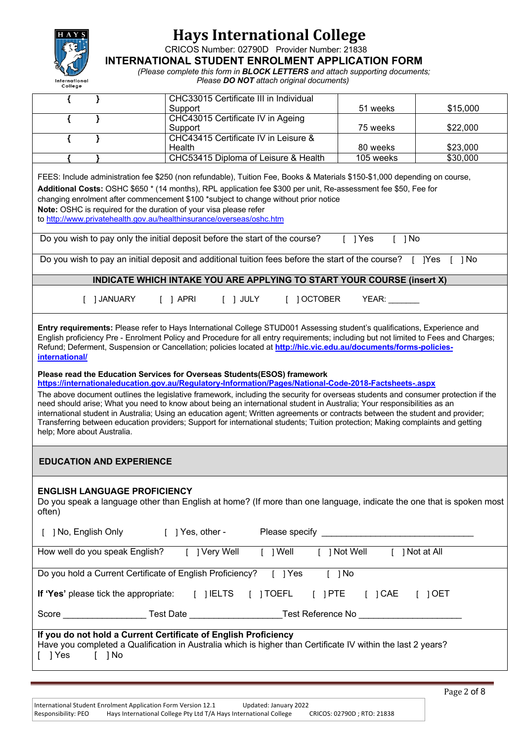# Hays International College

CRICOS Number: 02790D Provider Number: 21838

**INTERNATIONAL STUDENT ENROLMENT APPLICATION FORM**

*(Please complete this form in **BLOCK LETTERS** and attach supporting documents; Please **DO NOT** attach original documents)*

| | | | |
|---|---|---|---|
| { } | CHC33015 Certificate III in Individual Support | 51 weeks | $15,000 |
| { } | CHC43015 Certificate IV in Ageing Support | 75 weeks | $22,000 |
| { } | CHC43415 Certificate IV in Leisure & Health | 80 weeks | $23,000 |
| { } | CHC53415 Diploma of Leisure & Health | 105 weeks | $30,000 |

FEES: Include administration fee $250 (non refundable), Tuition Fee, Books & Materials $150-$1,000 depending on course,
**Additional Costs:** OSHC $650 * (14 months), RPL application fee $300 per unit, Re-assessment fee $50, Fee for changing enrolment after commencement $100 *subject to change without prior notice
**Note:** OSHC is required for the duration of your visa please refer to http://www.privatehealth.gov.au/healthinsurance/overseas/oshc.htm

Do you wish to pay only the initial deposit before the start of the course? [ ] Yes [ ] No

Do you wish to pay an initial deposit and additional tuition fees before the start of the course? [ ]Yes [ ] No

**INDICATE WHICH INTAKE YOU ARE APPLYING TO START YOUR COURSE (insert X)**

[ ] JANUARY [ ] APRI [ ] JULY [ ] OCTOBER YEAR: _______

**Entry requirements:** Please refer to Hays International College STUD001 Assessing student's qualifications, Experience and English proficiency Pre - Enrolment Policy and Procedure for all entry requirements; including but not limited to Fees and Charges; Refund; Deferment, Suspension or Cancellation; policies located at **http://hic.vic.edu.au/documents/forms-policies-international/**

**Please read the Education Services for Overseas Students(ESOS) framework**
**https://internationaleducation.gov.au/Regulatory-Information/Pages/National-Code-2018-Factsheets-.aspx**

The above document outlines the legislative framework, including the security for overseas students and consumer protection if the need should arise; What you need to know about being an international student in Australia; Your responsibilities as an international student in Australia; Using an education agent; Written agreements or contracts between the student and provider; Transferring between education providers; Support for international students; Tuition protection; Making complaints and getting help; More about Australia.

## EDUCATION AND EXPERIENCE

### ENGLISH LANGUAGE PROFICIENCY

Do you speak a language other than English at home? (If more than one language, indicate the one that is spoken most often)

[ ] No, English Only [ ] Yes, other - Please specify ______________________________

How well do you speak English? [ ] Very Well [ ] Well [ ] Not Well [ ] Not at All

Do you hold a Current Certificate of English Proficiency? [ ] Yes [ ] No

**If 'Yes'** please tick the appropriate: [ ] IELTS [ ] TOEFL [ ] PTE [ ] CAE [ ] OET

Score ________________ Test Date __________________Test Reference No ____________________

**If you do not hold a Current Certificate of English Proficiency**
Have you completed a Qualification in Australia which is higher than Certificate IV within the last 2 years?
[ ] Yes [ ] No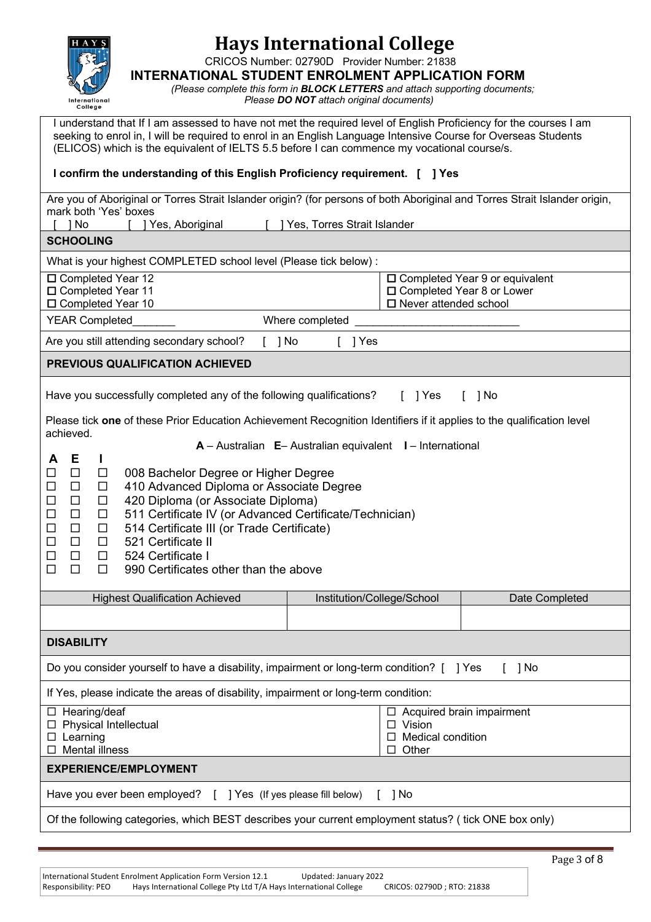# Hays International College

CRICOS Number: 02790D Provider Number: 21838

**INTERNATIONAL STUDENT ENROLMENT APPLICATION FORM**

*(Please complete this form in **BLOCK LETTERS** and attach supporting documents; Please **DO NOT** attach original documents)*

I understand that If I am assessed to have not met the required level of English Proficiency for the courses I am seeking to enrol in, I will be required to enrol in an English Language Intensive Course for Overseas Students (ELICOS) which is the equivalent of IELTS 5.5 before I can commence my vocational course/s.

**I confirm the understanding of this English Proficiency requirement. [ ] Yes**

Are you of Aboriginal or Torres Strait Islander origin? (for persons of both Aboriginal and Torres Strait Islander origin, mark both 'Yes' boxes

[ ] No [ ] Yes, Aboriginal [ ] Yes, Torres Strait Islander

## SCHOOLING

What is your highest COMPLETED school level (Please tick below) :

| | |
|---|---|
| ☐ Completed Year 12<br>☐ Completed Year 11<br>☐ Completed Year 10 | ☐ Completed Year 9 or equivalent<br>☐ Completed Year 8 or Lower<br>☐ Never attended school |

YEAR Completed_______ Where completed ___________________________

Are you still attending secondary school? [ ] No [ ] Yes

## PREVIOUS QUALIFICATION ACHIEVED

Have you successfully completed any of the following qualifications? [ ] Yes [ ] No

Please tick **one** of these Prior Education Achievement Recognition Identifiers if it applies to the qualification level achieved.

**A** – Australian **E**– Australian equivalent **I** – International

| A | E | I | |
|---|---|---|---|
| ☐ | ☐ | ☐ | 008 Bachelor Degree or Higher Degree |
| ☐ | ☐ | ☐ | 410 Advanced Diploma or Associate Degree |
| ☐ | ☐ | ☐ | 420 Diploma (or Associate Diploma) |
| ☐ | ☐ | ☐ | 511 Certificate IV (or Advanced Certificate/Technician) |
| ☐ | ☐ | ☐ | 514 Certificate III (or Trade Certificate) |
| ☐ | ☐ | ☐ | 521 Certificate II |
| ☐ | ☐ | ☐ | 524 Certificate I |
| ☐ | ☐ | ☐ | 990 Certificates other than the above |

| Highest Qualification Achieved | Institution/College/School | Date Completed |
|---|---|---|
| | | |

## DISABILITY

Do you consider yourself to have a disability, impairment or long-term condition? [ ] Yes [ ] No

If Yes, please indicate the areas of disability, impairment or long-term condition:

| | |
|---|---|
| ☐ Hearing/deaf<br>☐ Physical Intellectual<br>☐ Learning<br>☐ Mental illness | ☐ Acquired brain impairment<br>☐ Vision<br>☐ Medical condition<br>☐ Other |

## EXPERIENCE/EMPLOYMENT

Have you ever been employed? [ ] Yes (If yes please fill below) [ ] No

Of the following categories, which BEST describes your current employment status? ( tick ONE box only)

International Student Enrolment Application Form Version 12.1 Updated: January 2022
Responsibility: PEO Hays International College Pty Ltd T/A Hays International College CRICOS: 02790D ; RTO: 21838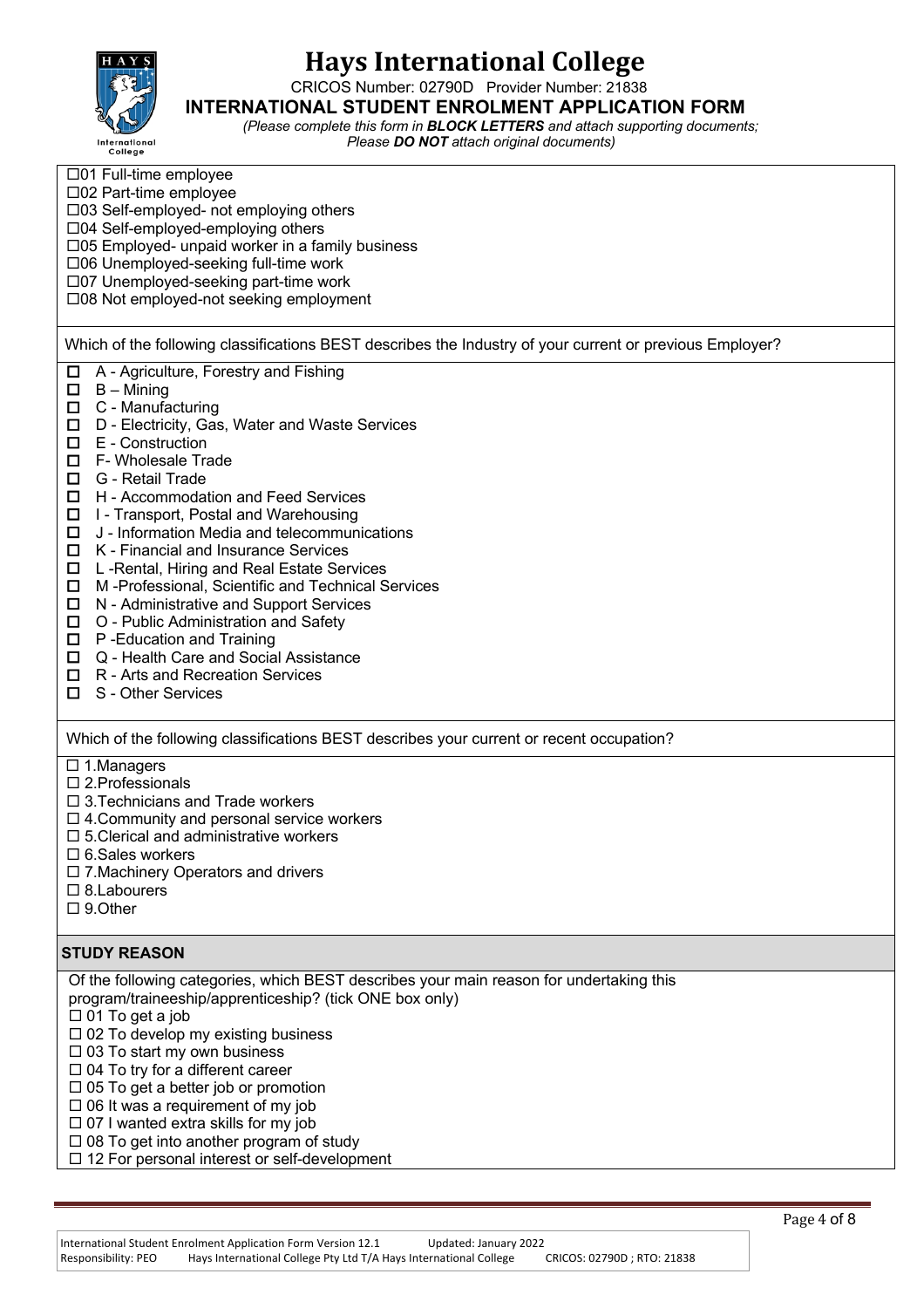# Hays International College

CRICOS Number: 02790D Provider Number: 21838

**INTERNATIONAL STUDENT ENROLMENT APPLICATION FORM**

*(Please complete this form in **BLOCK LETTERS** and attach supporting documents; Please **DO NOT** attach original documents)*

☐01 Full-time employee
☐02 Part-time employee
☐03 Self-employed- not employing others
☐04 Self-employed-employing others
☐05 Employed- unpaid worker in a family business
☐06 Unemployed-seeking full-time work
☐07 Unemployed-seeking part-time work
☐08 Not employed-not seeking employment

Which of the following classifications BEST describes the Industry of your current or previous Employer?

☐ A - Agriculture, Forestry and Fishing
☐ B – Mining
☐ C - Manufacturing
☐ D - Electricity, Gas, Water and Waste Services
☐ E - Construction
☐ F- Wholesale Trade
☐ G - Retail Trade
☐ H - Accommodation and Feed Services
☐ I - Transport, Postal and Warehousing
☐ J - Information Media and telecommunications
☐ K - Financial and Insurance Services
☐ L -Rental, Hiring and Real Estate Services
☐ M -Professional, Scientific and Technical Services
☐ N - Administrative and Support Services
☐ O - Public Administration and Safety
☐ P -Education and Training
☐ Q - Health Care and Social Assistance
☐ R - Arts and Recreation Services
☐ S - Other Services

Which of the following classifications BEST describes your current or recent occupation?

☐ 1.Managers
☐ 2.Professionals
☐ 3.Technicians and Trade workers
☐ 4.Community and personal service workers
☐ 5.Clerical and administrative workers
☐ 6.Sales workers
☐ 7.Machinery Operators and drivers
☐ 8.Labourers
☐ 9.Other

## STUDY REASON

Of the following categories, which BEST describes your main reason for undertaking this program/traineeship/apprenticeship? (tick ONE box only)

☐ 01 To get a job
☐ 02 To develop my existing business
☐ 03 To start my own business
☐ 04 To try for a different career
☐ 05 To get a better job or promotion
☐ 06 It was a requirement of my job
☐ 07 I wanted extra skills for my job
☐ 08 To get into another program of study
☐ 12 For personal interest or self-development

International Student Enrolment Application Form Version 12.1 Updated: January 2022
Responsibility: PEO Hays International College Pty Ltd T/A Hays International College CRICOS: 02790D ; RTO: 21838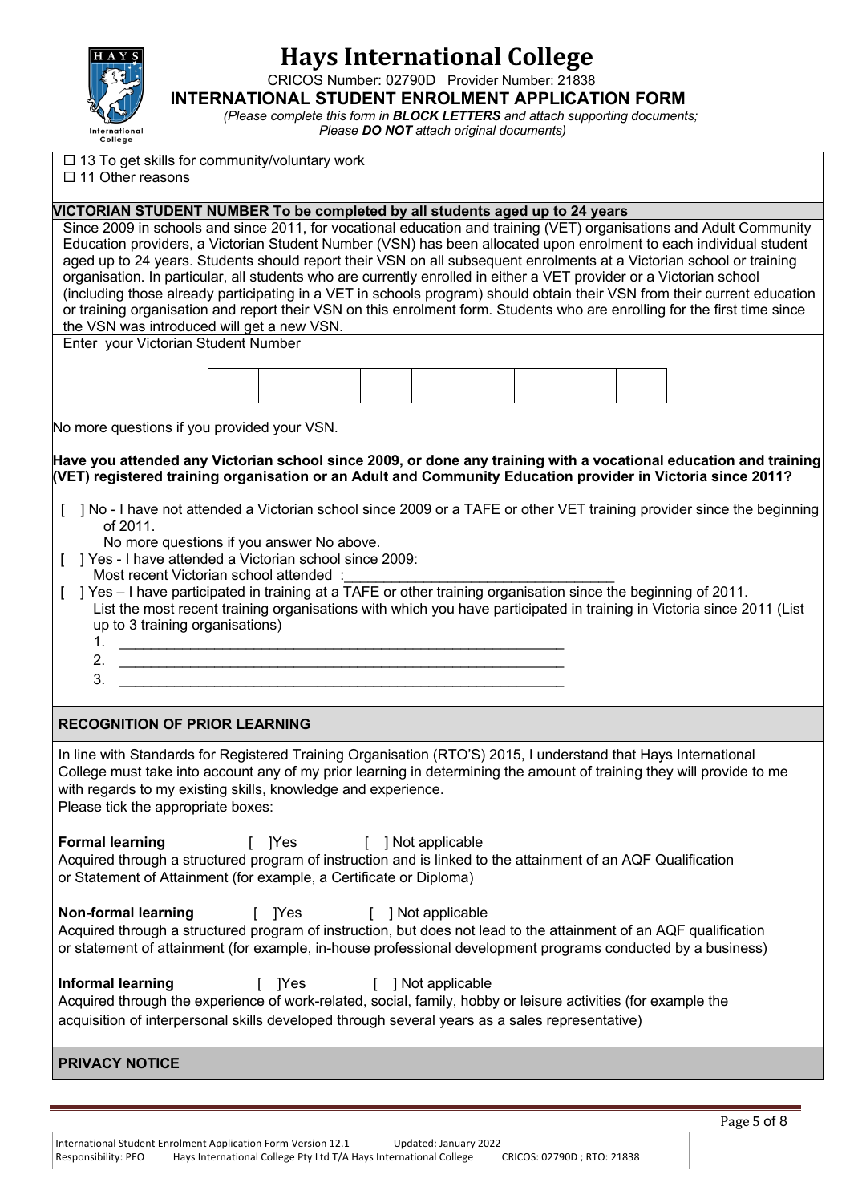# Hays International College

CRICOS Number: 02790D Provider Number: 21838

**INTERNATIONAL STUDENT ENROLMENT APPLICATION FORM**

*(Please complete this form in **BLOCK LETTERS** and attach supporting documents; Please **DO NOT** attach original documents)*

☐ 13 To get skills for community/voluntary work
☐ 11 Other reasons

## VICTORIAN STUDENT NUMBER To be completed by all students aged up to 24 years

Since 2009 in schools and since 2011, for vocational education and training (VET) organisations and Adult Community Education providers, a Victorian Student Number (VSN) has been allocated upon enrolment to each individual student aged up to 24 years. Students should report their VSN on all subsequent enrolments at a Victorian school or training organisation. In particular, all students who are currently enrolled in either a VET provider or a Victorian school (including those already participating in a VET in schools program) should obtain their VSN from their current education or training organisation and report their VSN on this enrolment form. Students who are enrolling for the first time since the VSN was introduced will get a new VSN.

Enter your Victorian Student Number

| | | | | | | | | |
|---|---|---|---|---|---|---|---|---|
| | | | | | | | | |

No more questions if you provided your VSN.

**Have you attended any Victorian school since 2009, or done any training with a vocational education and training (VET) registered training organisation or an Adult and Community Education provider in Victoria since 2011?**

[ ] No - I have not attended a Victorian school since 2009 or a TAFE or other VET training provider since the beginning of 2011.
No more questions if you answer No above.

[ ] Yes - I have attended a Victorian school since 2009:
Most recent Victorian school attended :___________________________________

[ ] Yes – I have participated in training at a TAFE or other training organisation since the beginning of 2011.
List the most recent training organisations with which you have participated in training in Victoria since 2011 (List up to 3 training organisations)

1. ___________________________________________________________
2. ___________________________________________________________
3. ___________________________________________________________

## RECOGNITION OF PRIOR LEARNING

In line with Standards for Registered Training Organisation (RTO'S) 2015, I understand that Hays International College must take into account any of my prior learning in determining the amount of training they will provide to me with regards to my existing skills, knowledge and experience.
Please tick the appropriate boxes:

**Formal learning** [ ]Yes [ ] Not applicable
Acquired through a structured program of instruction and is linked to the attainment of an AQF Qualification or Statement of Attainment (for example, a Certificate or Diploma)

**Non-formal learning** [ ]Yes [ ] Not applicable
Acquired through a structured program of instruction, but does not lead to the attainment of an AQF qualification or statement of attainment (for example, in-house professional development programs conducted by a business)

**Informal learning** [ ]Yes [ ] Not applicable
Acquired through the experience of work-related, social, family, hobby or leisure activities (for example the acquisition of interpersonal skills developed through several years as a sales representative)

## PRIVACY NOTICE

International Student Enrolment Application Form Version 12.1 Updated: January 2022
Responsibility: PEO Hays International College Pty Ltd T/A Hays International College CRICOS: 02790D ; RTO: 21838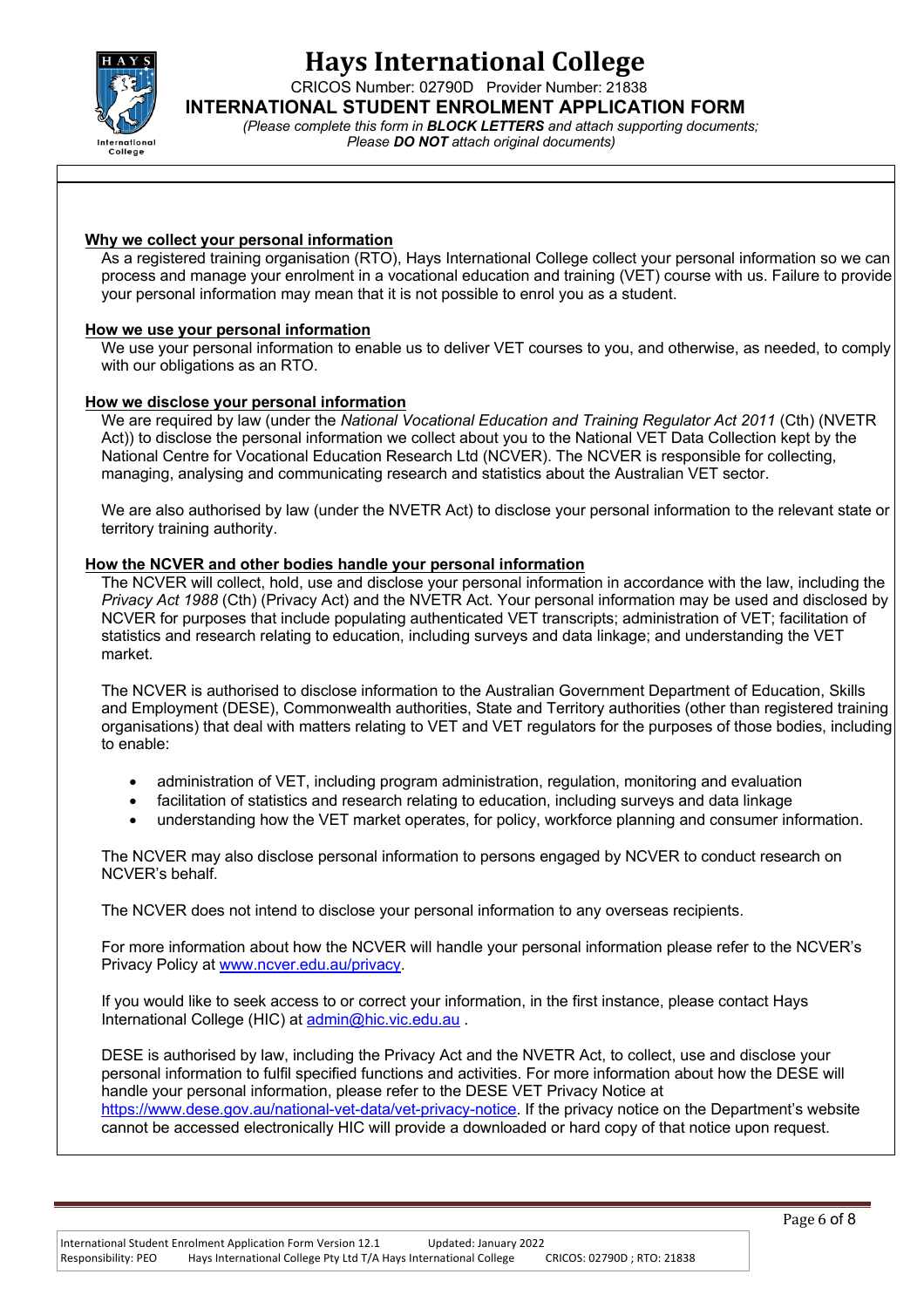# Hays International College

CRICOS Number: 02790D Provider Number: 21838

**INTERNATIONAL STUDENT ENROLMENT APPLICATION FORM**

*(Please complete this form in **BLOCK LETTERS** and attach supporting documents; Please **DO NOT** attach original documents)*

**Why we collect your personal information**

As a registered training organisation (RTO), Hays International College collect your personal information so we can process and manage your enrolment in a vocational education and training (VET) course with us. Failure to provide your personal information may mean that it is not possible to enrol you as a student.

**How we use your personal information**

We use your personal information to enable us to deliver VET courses to you, and otherwise, as needed, to comply with our obligations as an RTO.

**How we disclose your personal information**

We are required by law (under the *National Vocational Education and Training Regulator Act 2011* (Cth) (NVETR Act)) to disclose the personal information we collect about you to the National VET Data Collection kept by the National Centre for Vocational Education Research Ltd (NCVER). The NCVER is responsible for collecting, managing, analysing and communicating research and statistics about the Australian VET sector.

We are also authorised by law (under the NVETR Act) to disclose your personal information to the relevant state or territory training authority.

**How the NCVER and other bodies handle your personal information**

The NCVER will collect, hold, use and disclose your personal information in accordance with the law, including the *Privacy Act 1988* (Cth) (Privacy Act) and the NVETR Act. Your personal information may be used and disclosed by NCVER for purposes that include populating authenticated VET transcripts; administration of VET; facilitation of statistics and research relating to education, including surveys and data linkage; and understanding the VET market.

The NCVER is authorised to disclose information to the Australian Government Department of Education, Skills and Employment (DESE), Commonwealth authorities, State and Territory authorities (other than registered training organisations) that deal with matters relating to VET and VET regulators for the purposes of those bodies, including to enable:

- administration of VET, including program administration, regulation, monitoring and evaluation
- facilitation of statistics and research relating to education, including surveys and data linkage
- understanding how the VET market operates, for policy, workforce planning and consumer information.

The NCVER may also disclose personal information to persons engaged by NCVER to conduct research on NCVER's behalf.

The NCVER does not intend to disclose your personal information to any overseas recipients.

For more information about how the NCVER will handle your personal information please refer to the NCVER's Privacy Policy at www.ncver.edu.au/privacy.

If you would like to seek access to or correct your information, in the first instance, please contact Hays International College (HIC) at admin@hic.vic.edu.au .

DESE is authorised by law, including the Privacy Act and the NVETR Act, to collect, use and disclose your personal information to fulfil specified functions and activities. For more information about how the DESE will handle your personal information, please refer to the DESE VET Privacy Notice at https://www.dese.gov.au/national-vet-data/vet-privacy-notice. If the privacy notice on the Department's website cannot be accessed electronically HIC will provide a downloaded or hard copy of that notice upon request.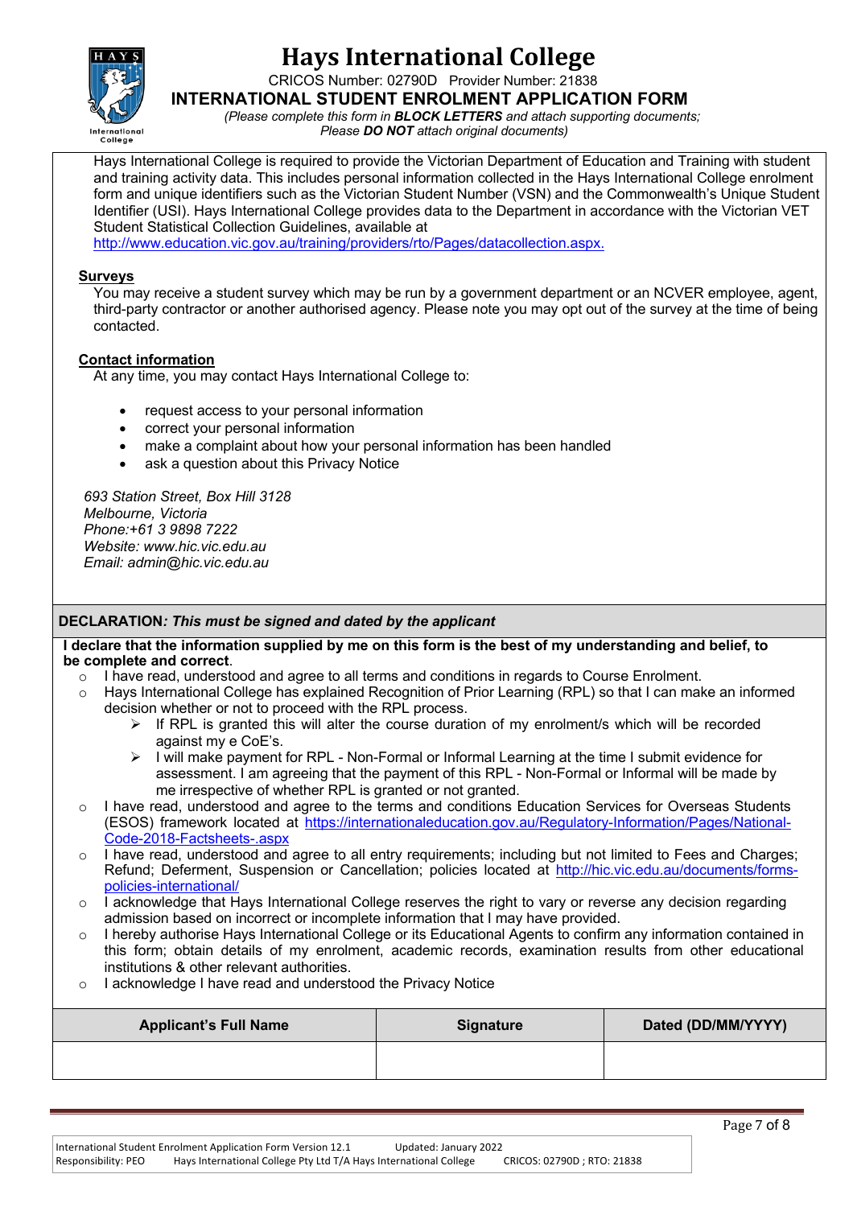# Hays International College

CRICOS Number: 02790D Provider Number: 21838

**INTERNATIONAL STUDENT ENROLMENT APPLICATION FORM**

*(Please complete this form in **BLOCK LETTERS** and attach supporting documents; Please **DO NOT** attach original documents)*

Hays International College is required to provide the Victorian Department of Education and Training with student and training activity data. This includes personal information collected in the Hays International College enrolment form and unique identifiers such as the Victorian Student Number (VSN) and the Commonwealth's Unique Student Identifier (USI). Hays International College provides data to the Department in accordance with the Victorian VET Student Statistical Collection Guidelines, available at http://www.education.vic.gov.au/training/providers/rto/Pages/datacollection.aspx.

**Surveys**

You may receive a student survey which may be run by a government department or an NCVER employee, agent, third-party contractor or another authorised agency. Please note you may opt out of the survey at the time of being contacted.

**Contact information**

At any time, you may contact Hays International College to:

- request access to your personal information
- correct your personal information
- make a complaint about how your personal information has been handled
- ask a question about this Privacy Notice

*693 Station Street, Box Hill 3128*
*Melbourne, Victoria*
*Phone:+61 3 9898 7222*
*Website: www.hic.vic.edu.au*
*Email: admin@hic.vic.edu.au*

**DECLARATION*: This must be signed and dated by the applicant***

**I declare that the information supplied by me on this form is the best of my understanding and belief, to be complete and correct**.

- I have read, understood and agree to all terms and conditions in regards to Course Enrolment.
- Hays International College has explained Recognition of Prior Learning (RPL) so that I can make an informed decision whether or not to proceed with the RPL process.
  - If RPL is granted this will alter the course duration of my enrolment/s which will be recorded against my e CoE's.
  - I will make payment for RPL - Non-Formal or Informal Learning at the time I submit evidence for assessment. I am agreeing that the payment of this RPL - Non-Formal or Informal will be made by me irrespective of whether RPL is granted or not granted.
- I have read, understood and agree to the terms and conditions Education Services for Overseas Students (ESOS) framework located at https://internationaleducation.gov.au/Regulatory-Information/Pages/National-Code-2018-Factsheets-.aspx
- I have read, understood and agree to all entry requirements; including but not limited to Fees and Charges; Refund; Deferment, Suspension or Cancellation; policies located at http://hic.vic.edu.au/documents/forms-policies-international/
- I acknowledge that Hays International College reserves the right to vary or reverse any decision regarding admission based on incorrect or incomplete information that I may have provided.
- I hereby authorise Hays International College or its Educational Agents to confirm any information contained in this form; obtain details of my enrolment, academic records, examination results from other educational institutions & other relevant authorities.
- I acknowledge I have read and understood the Privacy Notice

| Applicant's Full Name | Signature | Dated (DD/MM/YYYY) |
|---|---|---|
| | | |

International Student Enrolment Application Form Version 12.1 Updated: January 2022
Responsibility: PEO Hays International College Pty Ltd T/A Hays International College CRICOS: 02790D ; RTO: 21838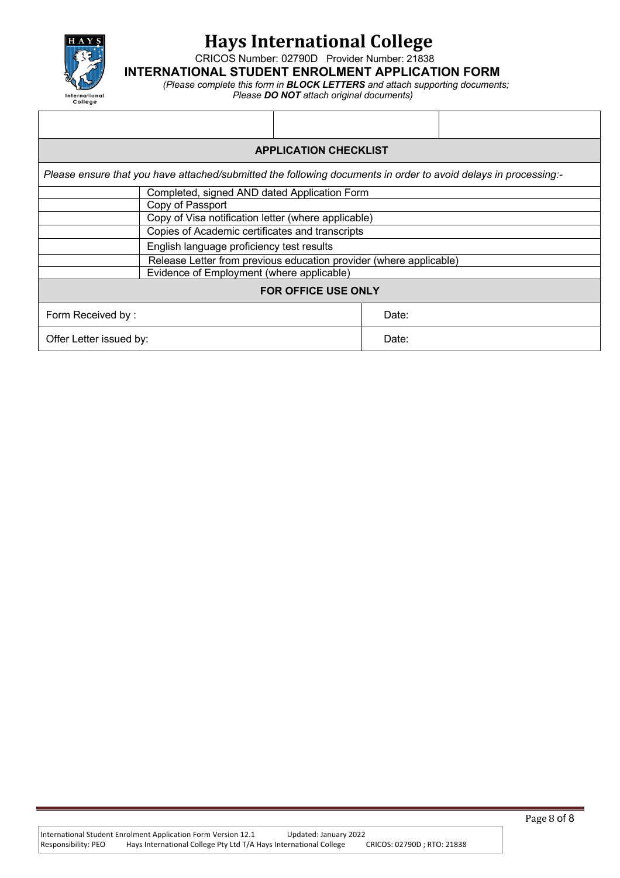# Hays International College

CRICOS Number: 02790D Provider Number: 21838

**INTERNATIONAL STUDENT ENROLMENT APPLICATION FORM**

*(Please complete this form in **BLOCK LETTERS** and attach supporting documents; Please **DO NOT** attach original documents)*

| | | |
|---|---|---|
| | | |

**APPLICATION CHECKLIST**

*Please ensure that you have attached/submitted the following documents in order to avoid delays in processing:-*

| | |
|---|---|
| | Completed, signed AND dated Application Form |
| | Copy of Passport |
| | Copy of Visa notification letter (where applicable) |
| | Copies of Academic certificates and transcripts |
| | English language proficiency test results |
| | Release Letter from previous education provider (where applicable) |
| | Evidence of Employment (where applicable) |

**FOR OFFICE USE ONLY**

| | |
|---|---|
| Form Received by : | Date: |
| Offer Letter issued by: | Date: |

International Student Enrolment Application Form Version 12.1 Updated: January 2022
Responsibility: PEO Hays International College Pty Ltd T/A Hays International College CRICOS: 02790D ; RTO: 21838